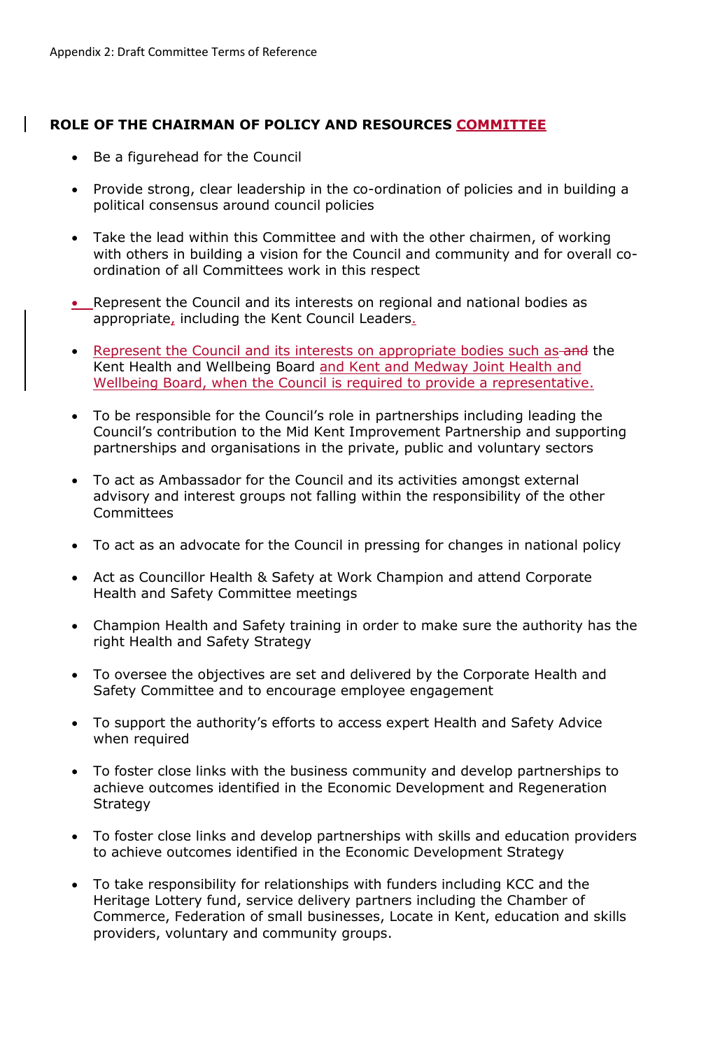Appendix 2: Draft Committee Terms of Reference

## ROLE OF THE CHAIRMAN OF POLICY AND RESOURCES COMMITTEE

- Be a figurehead for the Council
- Provide strong, clear leadership in the co-ordination of policies and in building a political consensus around council policies
- Take the lead within this Committee and with the other chairmen, of working with others in building a vision for the Council and community and for overall co-ordination of all Committees work in this respect
- Represent the Council and its interests on regional and national bodies as appropriate, including the Kent Council Leaders.
- Represent the Council and its interests on appropriate bodies such as ~~and~~ the Kent Health and Wellbeing Board and Kent and Medway Joint Health and Wellbeing Board, when the Council is required to provide a representative.
- To be responsible for the Council's role in partnerships including leading the Council's contribution to the Mid Kent Improvement Partnership and supporting partnerships and organisations in the private, public and voluntary sectors
- To act as Ambassador for the Council and its activities amongst external advisory and interest groups not falling within the responsibility of the other Committees
- To act as an advocate for the Council in pressing for changes in national policy
- Act as Councillor Health & Safety at Work Champion and attend Corporate Health and Safety Committee meetings
- Champion Health and Safety training in order to make sure the authority has the right Health and Safety Strategy
- To oversee the objectives are set and delivered by the Corporate Health and Safety Committee and to encourage employee engagement
- To support the authority's efforts to access expert Health and Safety Advice when required
- To foster close links with the business community and develop partnerships to achieve outcomes identified in the Economic Development and Regeneration Strategy
- To foster close links and develop partnerships with skills and education providers to achieve outcomes identified in the Economic Development Strategy
- To take responsibility for relationships with funders including KCC and the Heritage Lottery fund, service delivery partners including the Chamber of Commerce, Federation of small businesses, Locate in Kent, education and skills providers, voluntary and community groups.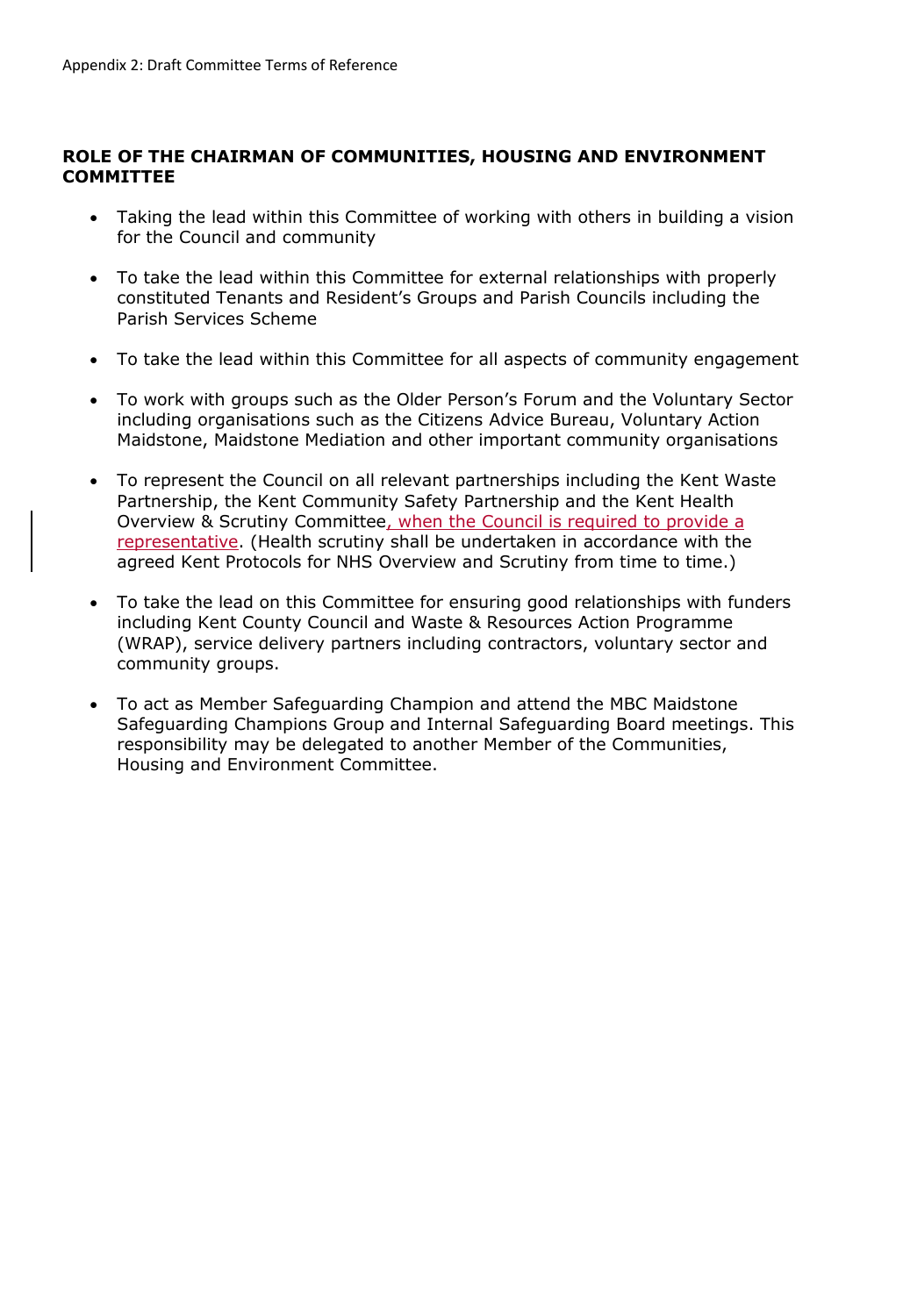## ROLE OF THE CHAIRMAN OF COMMUNITIES, HOUSING AND ENVIRONMENT COMMITTEE

- Taking the lead within this Committee of working with others in building a vision for the Council and community

- To take the lead within this Committee for external relationships with properly constituted Tenants and Resident's Groups and Parish Councils including the Parish Services Scheme

- To take the lead within this Committee for all aspects of community engagement

- To work with groups such as the Older Person's Forum and the Voluntary Sector including organisations such as the Citizens Advice Bureau, Voluntary Action Maidstone, Maidstone Mediation and other important community organisations

- To represent the Council on all relevant partnerships including the Kent Waste Partnership, the Kent Community Safety Partnership and the Kent Health Overview & Scrutiny Committee, when the Council is required to provide a representative. (Health scrutiny shall be undertaken in accordance with the agreed Kent Protocols for NHS Overview and Scrutiny from time to time.)

- To take the lead on this Committee for ensuring good relationships with funders including Kent County Council and Waste & Resources Action Programme (WRAP), service delivery partners including contractors, voluntary sector and community groups.

- To act as Member Safeguarding Champion and attend the MBC Maidstone Safeguarding Champions Group and Internal Safeguarding Board meetings. This responsibility may be delegated to another Member of the Communities, Housing and Environment Committee.